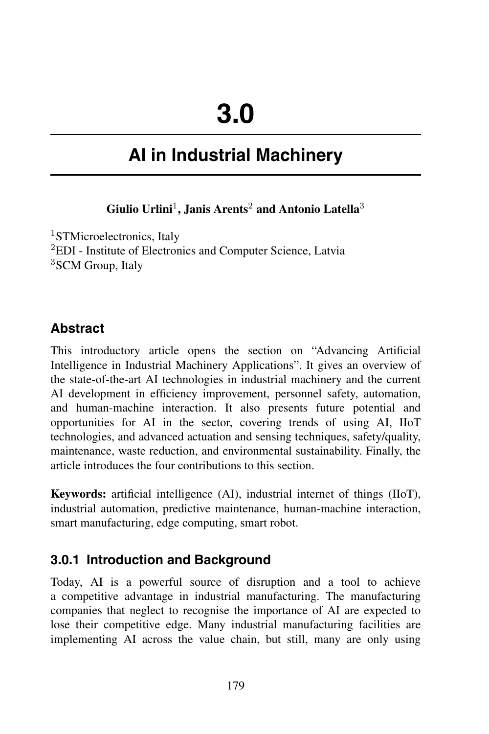# 3.0

# AI in Industrial Machinery

**Giulio Urlini[1], Janis Arents[2] and Antonio Latella[3]**

[1]STMicroelectronics, Italy
[2]EDI - Institute of Electronics and Computer Science, Latvia
[3]SCM Group, Italy

## Abstract

This introductory article opens the section on “Advancing Artificial Intelligence in Industrial Machinery Applications”. It gives an overview of the state-of-the-art AI technologies in industrial machinery and the current AI development in efficiency improvement, personnel safety, automation, and human-machine interaction. It also presents future potential and opportunities for AI in the sector, covering trends of using AI, IIoT technologies, and advanced actuation and sensing techniques, safety/quality, maintenance, waste reduction, and environmental sustainability. Finally, the article introduces the four contributions to this section.

**Keywords:** artificial intelligence (AI), industrial internet of things (IIoT), industrial automation, predictive maintenance, human-machine interaction, smart manufacturing, edge computing, smart robot.

## 3.0.1 Introduction and Background

Today, AI is a powerful source of disruption and a tool to achieve a competitive advantage in industrial manufacturing. The manufacturing companies that neglect to recognise the importance of AI are expected to lose their competitive edge. Many industrial manufacturing facilities are implementing AI across the value chain, but still, many are only using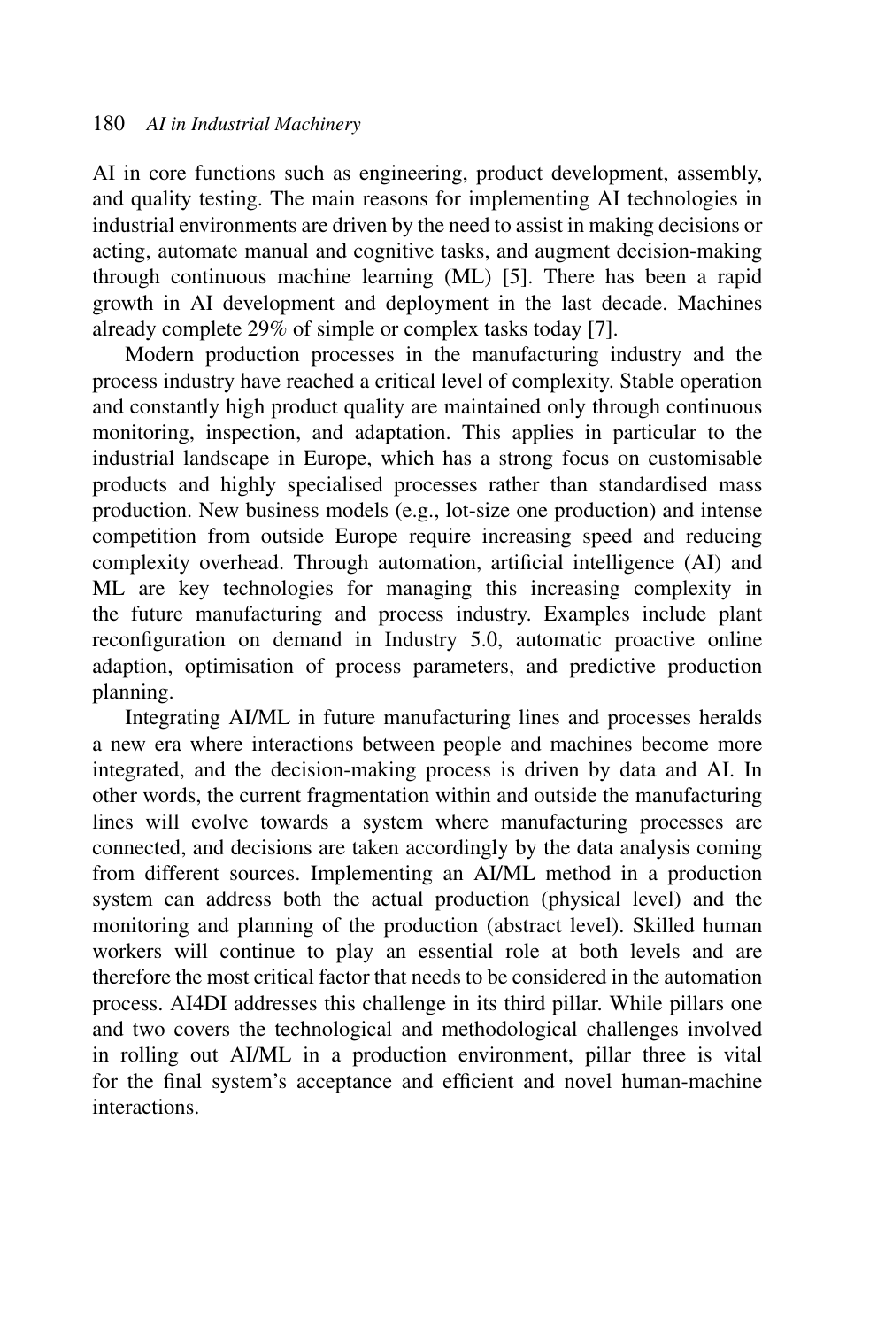AI in core functions such as engineering, product development, assembly, and quality testing. The main reasons for implementing AI technologies in industrial environments are driven by the need to assist in making decisions or acting, automate manual and cognitive tasks, and augment decision-making through continuous machine learning (ML) [5]. There has been a rapid growth in AI development and deployment in the last decade. Machines already complete 29% of simple or complex tasks today [7].

Modern production processes in the manufacturing industry and the process industry have reached a critical level of complexity. Stable operation and constantly high product quality are maintained only through continuous monitoring, inspection, and adaptation. This applies in particular to the industrial landscape in Europe, which has a strong focus on customisable products and highly specialised processes rather than standardised mass production. New business models (e.g., lot-size one production) and intense competition from outside Europe require increasing speed and reducing complexity overhead. Through automation, artificial intelligence (AI) and ML are key technologies for managing this increasing complexity in the future manufacturing and process industry. Examples include plant reconfiguration on demand in Industry 5.0, automatic proactive online adaption, optimisation of process parameters, and predictive production planning.

Integrating AI/ML in future manufacturing lines and processes heralds a new era where interactions between people and machines become more integrated, and the decision-making process is driven by data and AI. In other words, the current fragmentation within and outside the manufacturing lines will evolve towards a system where manufacturing processes are connected, and decisions are taken accordingly by the data analysis coming from different sources. Implementing an AI/ML method in a production system can address both the actual production (physical level) and the monitoring and planning of the production (abstract level). Skilled human workers will continue to play an essential role at both levels and are therefore the most critical factor that needs to be considered in the automation process. AI4DI addresses this challenge in its third pillar. While pillars one and two covers the technological and methodological challenges involved in rolling out AI/ML in a production environment, pillar three is vital for the final system's acceptance and efficient and novel human-machine interactions.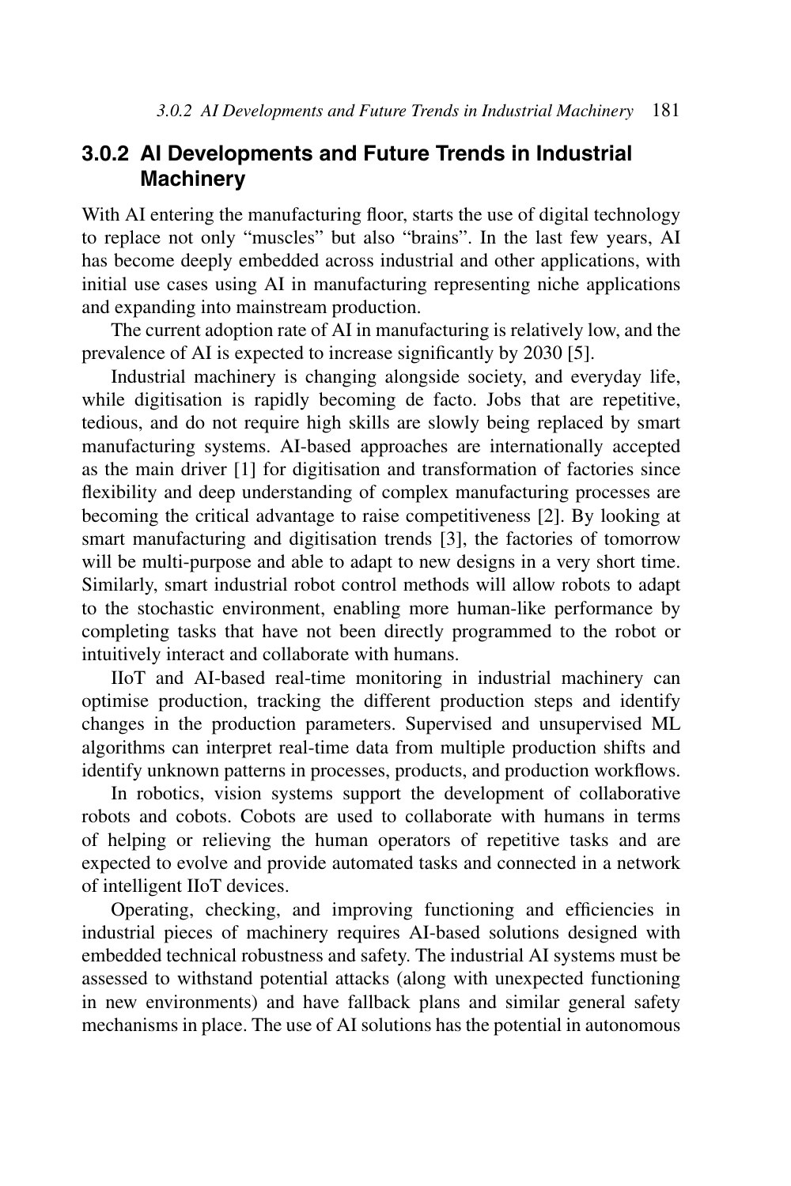### 3.0.2 AI Developments and Future Trends in Industrial Machinery

With AI entering the manufacturing floor, starts the use of digital technology to replace not only “muscles” but also “brains”. In the last few years, AI has become deeply embedded across industrial and other applications, with initial use cases using AI in manufacturing representing niche applications and expanding into mainstream production.

The current adoption rate of AI in manufacturing is relatively low, and the prevalence of AI is expected to increase significantly by 2030 [5].

Industrial machinery is changing alongside society, and everyday life, while digitisation is rapidly becoming de facto. Jobs that are repetitive, tedious, and do not require high skills are slowly being replaced by smart manufacturing systems. AI-based approaches are internationally accepted as the main driver [1] for digitisation and transformation of factories since flexibility and deep understanding of complex manufacturing processes are becoming the critical advantage to raise competitiveness [2]. By looking at smart manufacturing and digitisation trends [3], the factories of tomorrow will be multi-purpose and able to adapt to new designs in a very short time. Similarly, smart industrial robot control methods will allow robots to adapt to the stochastic environment, enabling more human-like performance by completing tasks that have not been directly programmed to the robot or intuitively interact and collaborate with humans.

IIoT and AI-based real-time monitoring in industrial machinery can optimise production, tracking the different production steps and identify changes in the production parameters. Supervised and unsupervised ML algorithms can interpret real-time data from multiple production shifts and identify unknown patterns in processes, products, and production workflows.

In robotics, vision systems support the development of collaborative robots and cobots. Cobots are used to collaborate with humans in terms of helping or relieving the human operators of repetitive tasks and are expected to evolve and provide automated tasks and connected in a network of intelligent IIoT devices.

Operating, checking, and improving functioning and efficiencies in industrial pieces of machinery requires AI-based solutions designed with embedded technical robustness and safety. The industrial AI systems must be assessed to withstand potential attacks (along with unexpected functioning in new environments) and have fallback plans and similar general safety mechanisms in place. The use of AI solutions has the potential in autonomous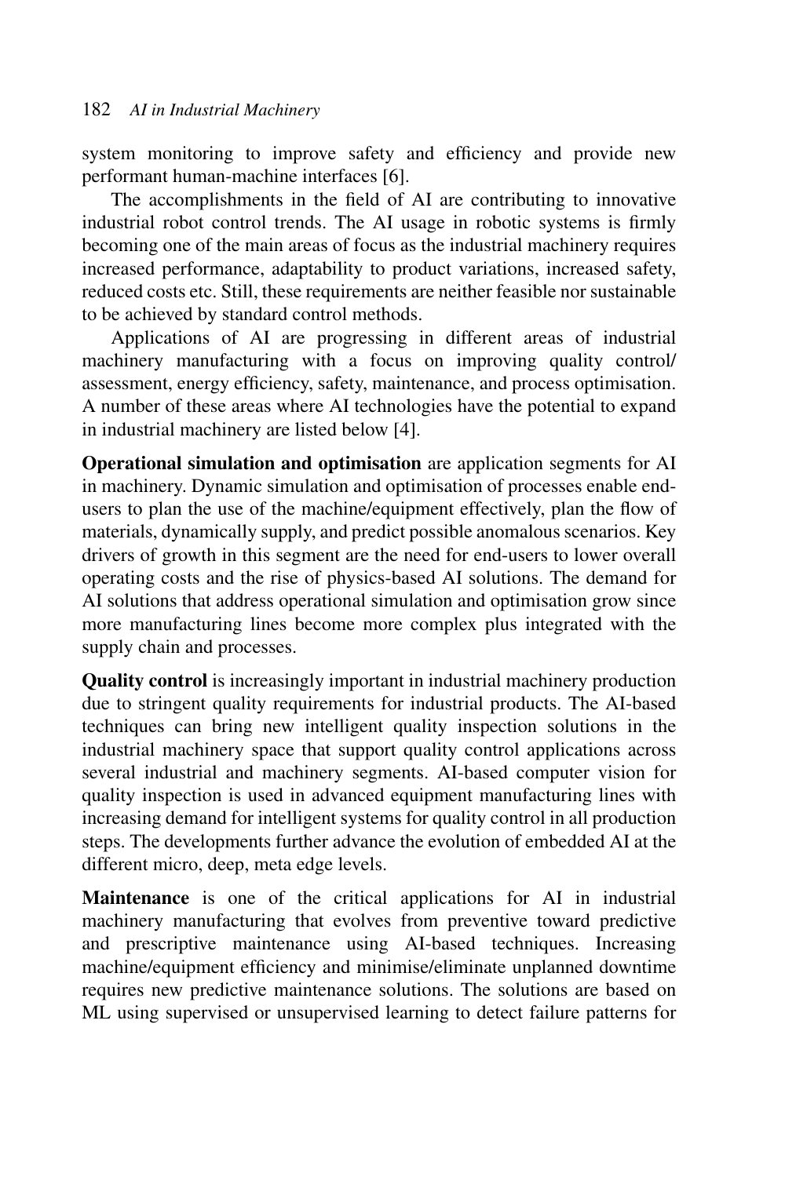system monitoring to improve safety and efficiency and provide new performant human-machine interfaces [6].

The accomplishments in the field of AI are contributing to innovative industrial robot control trends. The AI usage in robotic systems is firmly becoming one of the main areas of focus as the industrial machinery requires increased performance, adaptability to product variations, increased safety, reduced costs etc. Still, these requirements are neither feasible nor sustainable to be achieved by standard control methods.

Applications of AI are progressing in different areas of industrial machinery manufacturing with a focus on improving quality control/ assessment, energy efficiency, safety, maintenance, and process optimisation. A number of these areas where AI technologies have the potential to expand in industrial machinery are listed below [4].

**Operational simulation and optimisation** are application segments for AI in machinery. Dynamic simulation and optimisation of processes enable end-users to plan the use of the machine/equipment effectively, plan the flow of materials, dynamically supply, and predict possible anomalous scenarios. Key drivers of growth in this segment are the need for end-users to lower overall operating costs and the rise of physics-based AI solutions. The demand for AI solutions that address operational simulation and optimisation grow since more manufacturing lines become more complex plus integrated with the supply chain and processes.

**Quality control** is increasingly important in industrial machinery production due to stringent quality requirements for industrial products. The AI-based techniques can bring new intelligent quality inspection solutions in the industrial machinery space that support quality control applications across several industrial and machinery segments. AI-based computer vision for quality inspection is used in advanced equipment manufacturing lines with increasing demand for intelligent systems for quality control in all production steps. The developments further advance the evolution of embedded AI at the different micro, deep, meta edge levels.

**Maintenance** is one of the critical applications for AI in industrial machinery manufacturing that evolves from preventive toward predictive and prescriptive maintenance using AI-based techniques. Increasing machine/equipment efficiency and minimise/eliminate unplanned downtime requires new predictive maintenance solutions. The solutions are based on ML using supervised or unsupervised learning to detect failure patterns for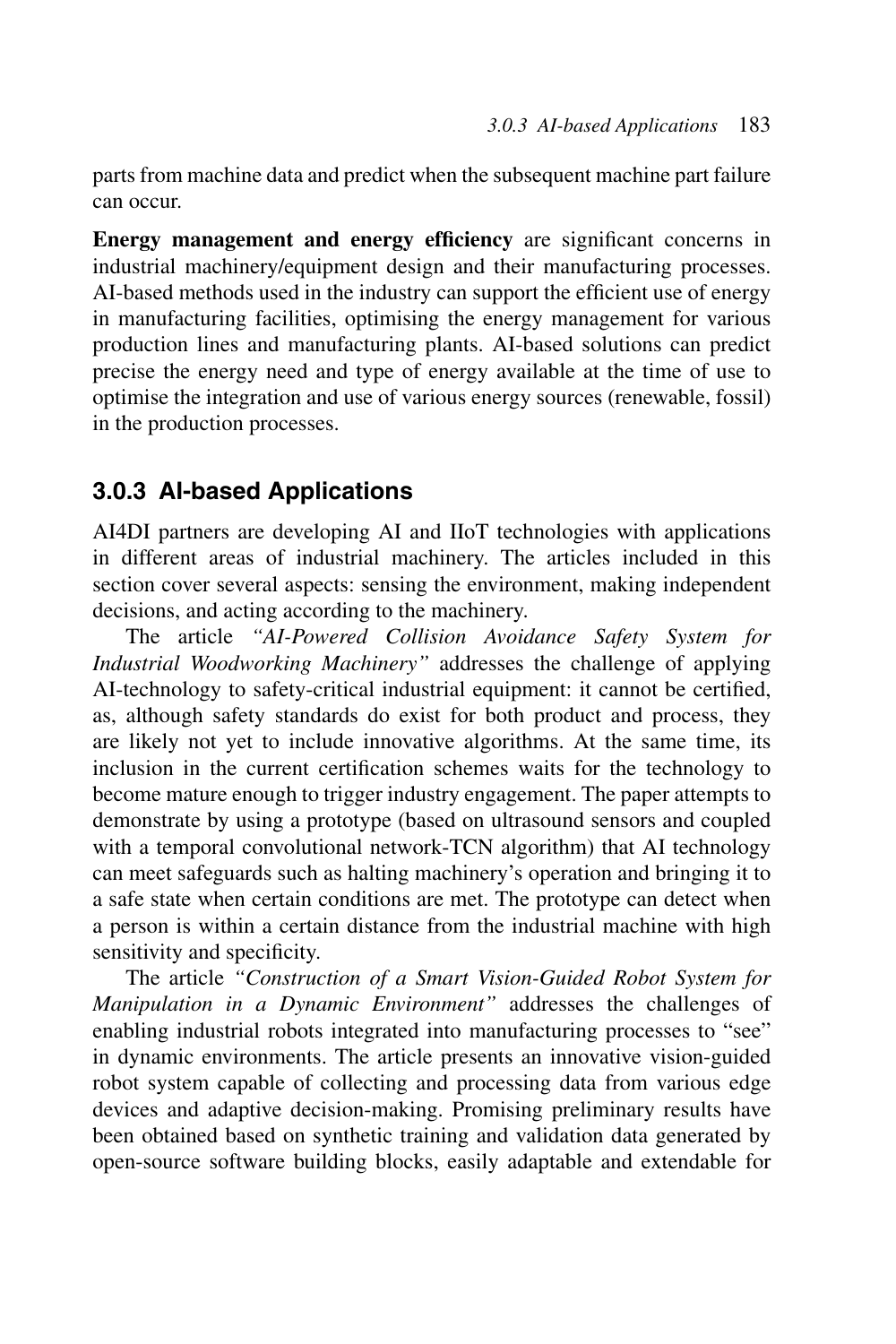parts from machine data and predict when the subsequent machine part failure can occur.

**Energy management and energy efficiency** are significant concerns in industrial machinery/equipment design and their manufacturing processes. AI-based methods used in the industry can support the efficient use of energy in manufacturing facilities, optimising the energy management for various production lines and manufacturing plants. AI-based solutions can predict precise the energy need and type of energy available at the time of use to optimise the integration and use of various energy sources (renewable, fossil) in the production processes.

### 3.0.3 AI-based Applications

AI4DI partners are developing AI and IIoT technologies with applications in different areas of industrial machinery. The articles included in this section cover several aspects: sensing the environment, making independent decisions, and acting according to the machinery.

The article *"AI-Powered Collision Avoidance Safety System for Industrial Woodworking Machinery"* addresses the challenge of applying AI-technology to safety-critical industrial equipment: it cannot be certified, as, although safety standards do exist for both product and process, they are likely not yet to include innovative algorithms. At the same time, its inclusion in the current certification schemes waits for the technology to become mature enough to trigger industry engagement. The paper attempts to demonstrate by using a prototype (based on ultrasound sensors and coupled with a temporal convolutional network-TCN algorithm) that AI technology can meet safeguards such as halting machinery's operation and bringing it to a safe state when certain conditions are met. The prototype can detect when a person is within a certain distance from the industrial machine with high sensitivity and specificity.

The article *"Construction of a Smart Vision-Guided Robot System for Manipulation in a Dynamic Environment"* addresses the challenges of enabling industrial robots integrated into manufacturing processes to "see" in dynamic environments. The article presents an innovative vision-guided robot system capable of collecting and processing data from various edge devices and adaptive decision-making. Promising preliminary results have been obtained based on synthetic training and validation data generated by open-source software building blocks, easily adaptable and extendable for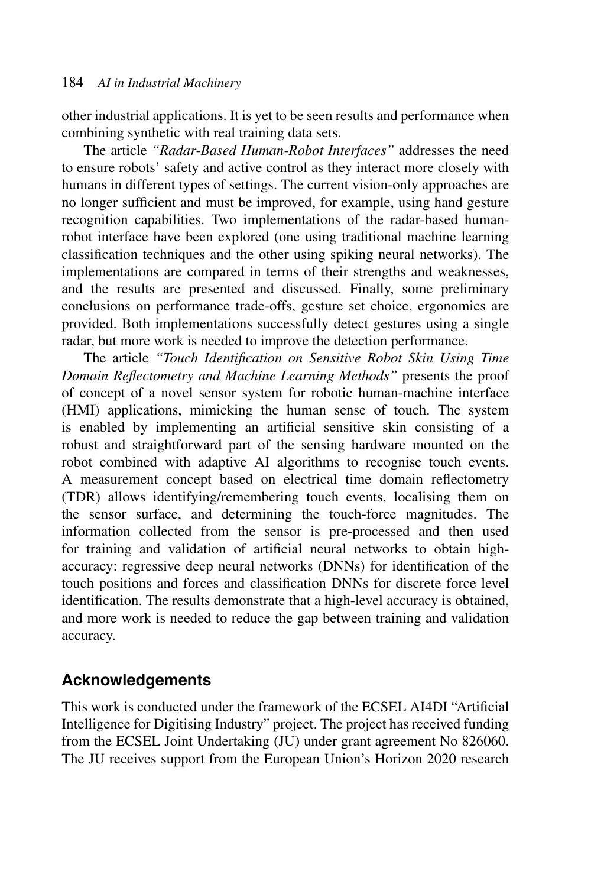other industrial applications. It is yet to be seen results and performance when combining synthetic with real training data sets.

The article *"Radar-Based Human-Robot Interfaces"* addresses the need to ensure robots' safety and active control as they interact more closely with humans in different types of settings. The current vision-only approaches are no longer sufficient and must be improved, for example, using hand gesture recognition capabilities. Two implementations of the radar-based human-robot interface have been explored (one using traditional machine learning classification techniques and the other using spiking neural networks). The implementations are compared in terms of their strengths and weaknesses, and the results are presented and discussed. Finally, some preliminary conclusions on performance trade-offs, gesture set choice, ergonomics are provided. Both implementations successfully detect gestures using a single radar, but more work is needed to improve the detection performance.

The article *"Touch Identification on Sensitive Robot Skin Using Time Domain Reflectometry and Machine Learning Methods"* presents the proof of concept of a novel sensor system for robotic human-machine interface (HMI) applications, mimicking the human sense of touch. The system is enabled by implementing an artificial sensitive skin consisting of a robust and straightforward part of the sensing hardware mounted on the robot combined with adaptive AI algorithms to recognise touch events. A measurement concept based on electrical time domain reflectometry (TDR) allows identifying/remembering touch events, localising them on the sensor surface, and determining the touch-force magnitudes. The information collected from the sensor is pre-processed and then used for training and validation of artificial neural networks to obtain high-accuracy: regressive deep neural networks (DNNs) for identification of the touch positions and forces and classification DNNs for discrete force level identification. The results demonstrate that a high-level accuracy is obtained, and more work is needed to reduce the gap between training and validation accuracy.

## Acknowledgements

This work is conducted under the framework of the ECSEL AI4DI "Artificial Intelligence for Digitising Industry" project. The project has received funding from the ECSEL Joint Undertaking (JU) under grant agreement No 826060. The JU receives support from the European Union's Horizon 2020 research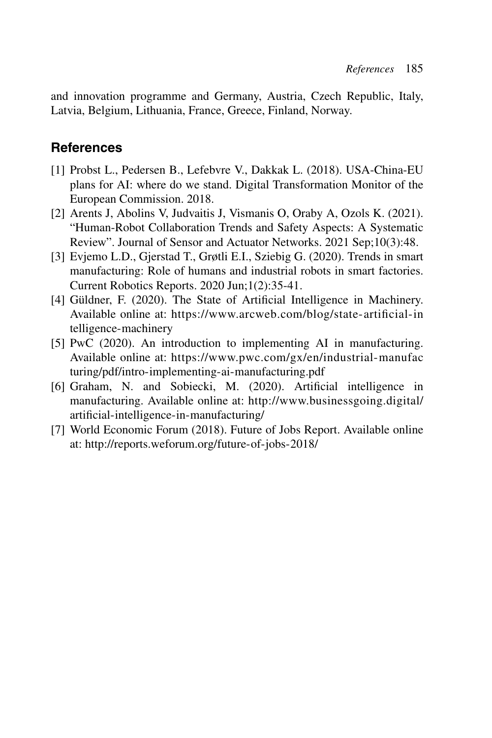and innovation programme and Germany, Austria, Czech Republic, Italy, Latvia, Belgium, Lithuania, France, Greece, Finland, Norway.

## References

[1] Probst L., Pedersen B., Lefebvre V., Dakkak L. (2018). USA-China-EU plans for AI: where do we stand. Digital Transformation Monitor of the European Commission. 2018.

[2] Arents J, Abolins V, Judvaitis J, Vismanis O, Oraby A, Ozols K. (2021). "Human-Robot Collaboration Trends and Safety Aspects: A Systematic Review". Journal of Sensor and Actuator Networks. 2021 Sep;10(3):48.

[3] Evjemo L.D., Gjerstad T., Grøtli E.I., Sziebig G. (2020). Trends in smart manufacturing: Role of humans and industrial robots in smart factories. Current Robotics Reports. 2020 Jun;1(2):35-41.

[4] Güldner, F. (2020). The State of Artificial Intelligence in Machinery. Available online at: https://www.arcweb.com/blog/state-artificial-intelligence-machinery

[5] PwC (2020). An introduction to implementing AI in manufacturing. Available online at: https://www.pwc.com/gx/en/industrial-manufacturing/pdf/intro-implementing-ai-manufacturing.pdf

[6] Graham, N. and Sobiecki, M. (2020). Artificial intelligence in manufacturing. Available online at: http://www.businessgoing.digital/artificial-intelligence-in-manufacturing/

[7] World Economic Forum (2018). Future of Jobs Report. Available online at: http://reports.weforum.org/future-of-jobs-2018/